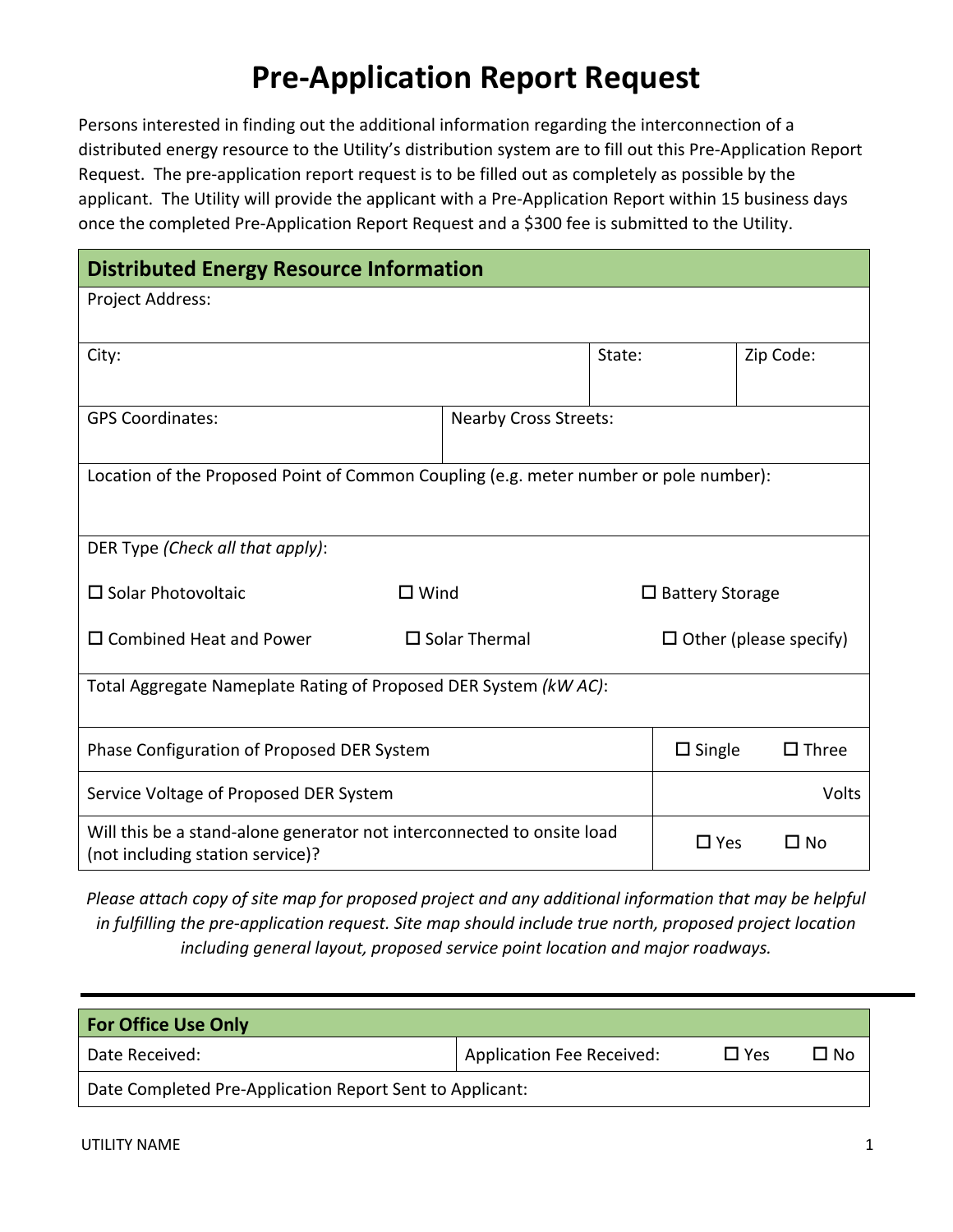# Pre-Application Report Request

Persons interested in finding out the additional information regarding the interconnection of a distributed energy resource to the Utility's distribution system are to fill out this Pre-Application Report Request. The pre-application report request is to be filled out as completely as possible by the applicant. The Utility will provide the applicant with a Pre-Application Report within 15 business days once the completed Pre-Application Report Request and a $300 fee is submitted to the Utility.

| **Distributed Energy Resource Information** | | |
|---|---|---|
| Project Address: | | |
| City: | State: | Zip Code: |
| GPS Coordinates: | Nearby Cross Streets: | |
| Location of the Proposed Point of Common Coupling (e.g. meter number or pole number): | | |
| DER Type *(Check all that apply)*: | | |
| ☐ Solar Photovoltaic | ☐ Wind | ☐ Battery Storage |
| ☐ Combined Heat and Power | ☐ Solar Thermal | ☐ Other (please specify) |
| Total Aggregate Nameplate Rating of Proposed DER System *(kW AC)*: | | |
| Phase Configuration of Proposed DER System | ☐ Single | ☐ Three |
| Service Voltage of Proposed DER System | | Volts |
| Will this be a stand-alone generator not interconnected to onsite load (not including station service)? | ☐ Yes | ☐ No |

*Please attach copy of site map for proposed project and any additional information that may be helpful in fulfilling the pre-application request. Site map should include true north, proposed project location including general layout, proposed service point location and major roadways.*

---

| **For Office Use Only** | | | |
|---|---|---|---|
| Date Received: | Application Fee Received: | ☐ Yes | ☐ No |
| Date Completed Pre-Application Report Sent to Applicant: | | | |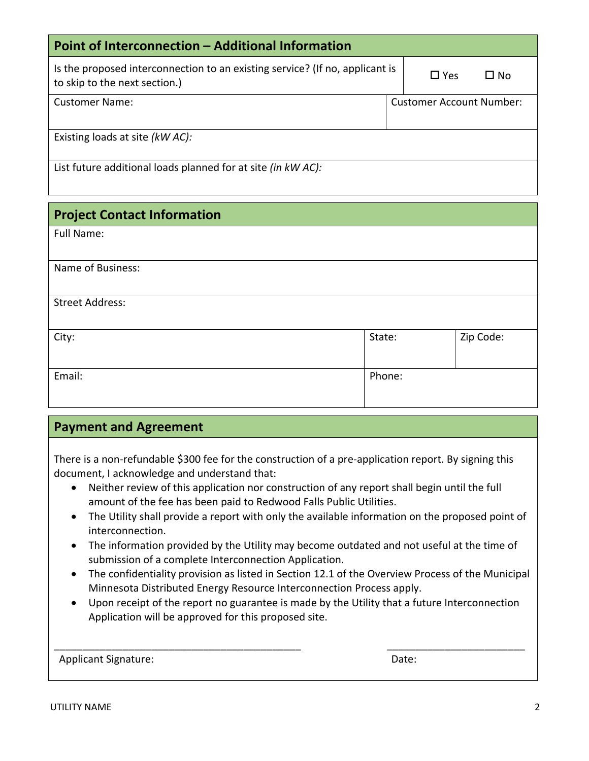## Point of Interconnection – Additional Information

| Is the proposed interconnection to an existing service? (If no, applicant is to skip to the next section.) | ☐ Yes ☐ No |
|---|---|
| Customer Name: | Customer Account Number: |
| Existing loads at site *(kW AC):* | |
| List future additional loads planned for at site *(in kW AC):* | |

## Project Contact Information

| Full Name: | | |
|---|---|---|
| Name of Business: | | |
| Street Address: | | |
| City: | State: | Zip Code: |
| Email: | Phone: | |

## Payment and Agreement

There is a non-refundable $300 fee for the construction of a pre-application report. By signing this document, I acknowledge and understand that:

- Neither review of this application nor construction of any report shall begin until the full amount of the fee has been paid to Redwood Falls Public Utilities.
- The Utility shall provide a report with only the available information on the proposed point of interconnection.
- The information provided by the Utility may become outdated and not useful at the time of submission of a complete Interconnection Application.
- The confidentiality provision as listed in Section 12.1 of the Overview Process of the Municipal Minnesota Distributed Energy Resource Interconnection Process apply.
- Upon receipt of the report no guarantee is made by the Utility that a future Interconnection Application will be approved for this proposed site.

_____________________________________________ _________________________

Applicant Signature: Date: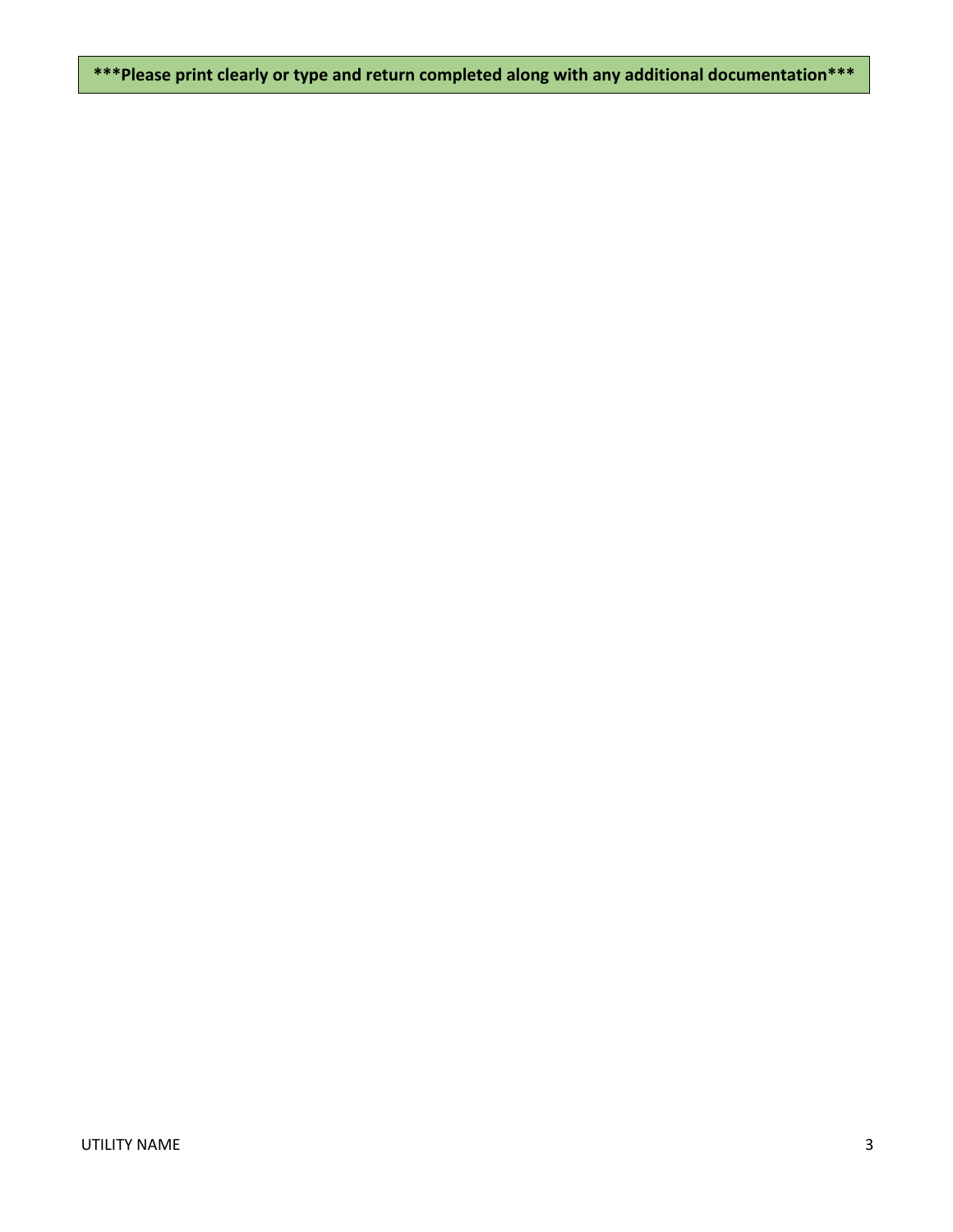**\*\*\*Please print clearly or type and return completed along with any additional documentation\*\*\***

***Please print clearly or type and return completed along with any additional documentation***